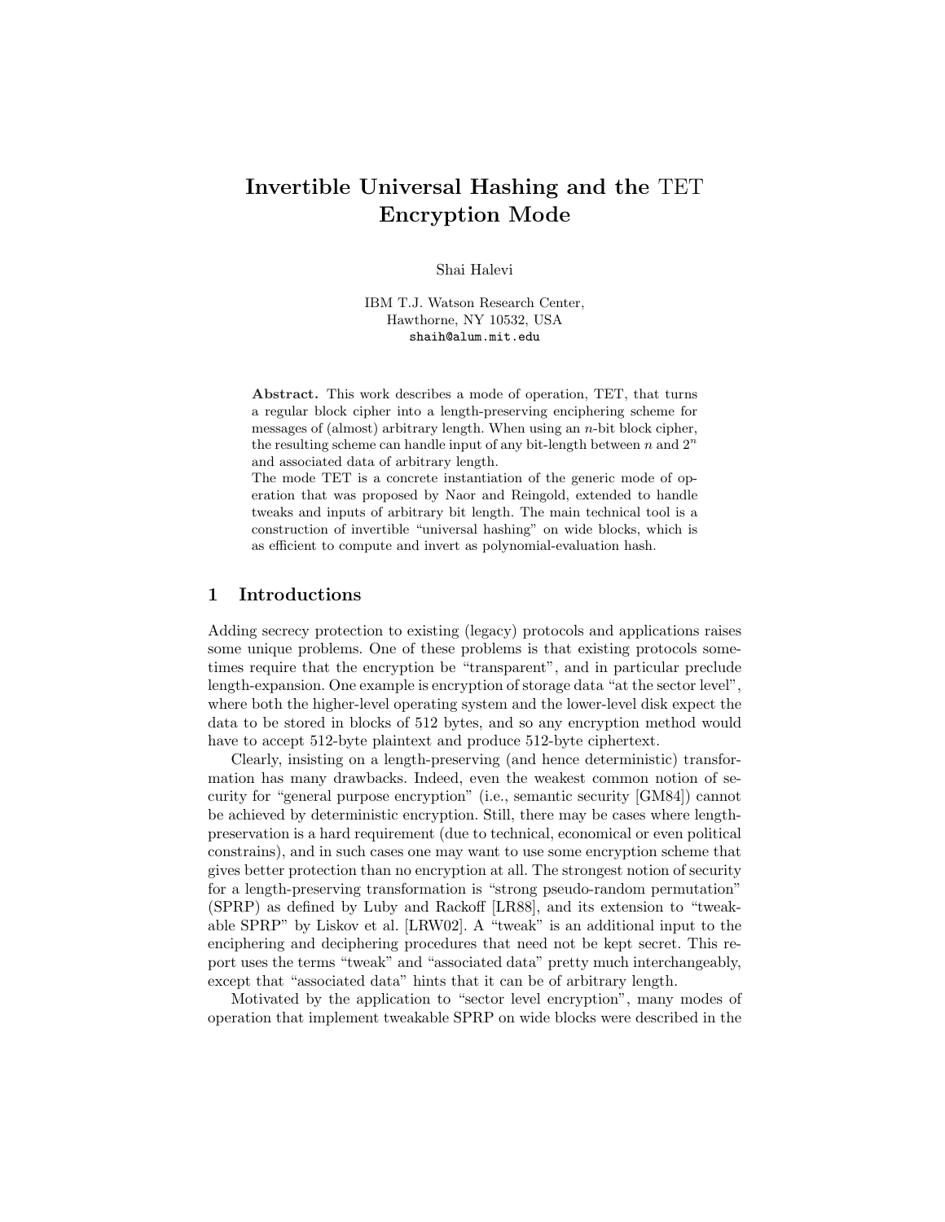# Invertible Universal Hashing and the TET Encryption Mode

Shai Halevi

IBM T.J. Watson Research Center,
Hawthorne, NY 10532, USA
shaih@alum.mit.edu

**Abstract.** This work describes a mode of operation, TET, that turns a regular block cipher into a length-preserving enciphering scheme for messages of (almost) arbitrary length. When using an $n$-bit block cipher, the resulting scheme can handle input of any bit-length between $n$ and $2^n$ and associated data of arbitrary length.

The mode TET is a concrete instantiation of the generic mode of operation that was proposed by Naor and Reingold, extended to handle tweaks and inputs of arbitrary bit length. The main technical tool is a construction of invertible "universal hashing" on wide blocks, which is as efficient to compute and invert as polynomial-evaluation hash.

## 1 Introductions

Adding secrecy protection to existing (legacy) protocols and applications raises some unique problems. One of these problems is that existing protocols sometimes require that the encryption be "transparent", and in particular preclude length-expansion. One example is encryption of storage data "at the sector level", where both the higher-level operating system and the lower-level disk expect the data to be stored in blocks of 512 bytes, and so any encryption method would have to accept 512-byte plaintext and produce 512-byte ciphertext.

Clearly, insisting on a length-preserving (and hence deterministic) transformation has many drawbacks. Indeed, even the weakest common notion of security for "general purpose encryption" (i.e., semantic security [GM84]) cannot be achieved by deterministic encryption. Still, there may be cases where length-preservation is a hard requirement (due to technical, economical or even political constrains), and in such cases one may want to use some encryption scheme that gives better protection than no encryption at all. The strongest notion of security for a length-preserving transformation is "strong pseudo-random permutation" (SPRP) as defined by Luby and Rackoff [LR88], and its extension to "tweakable SPRP" by Liskov et al. [LRW02]. A "tweak" is an additional input to the enciphering and deciphering procedures that need not be kept secret. This report uses the terms "tweak" and "associated data" pretty much interchangeably, except that "associated data" hints that it can be of arbitrary length.

Motivated by the application to "sector level encryption", many modes of operation that implement tweakable SPRP on wide blocks were described in the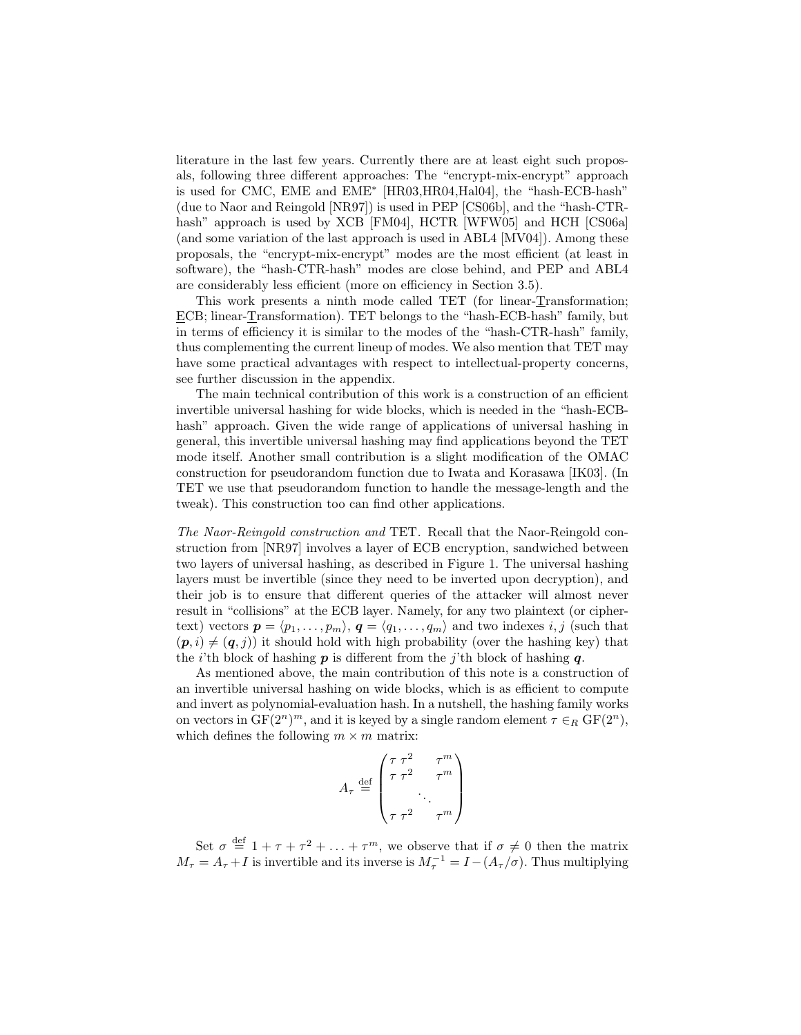literature in the last few years. Currently there are at least eight such proposals, following three different approaches: The "encrypt-mix-encrypt" approach is used for CMC, EME and EME* [HR03,HR04,Hal04], the "hash-ECB-hash" (due to Naor and Reingold [NR97]) is used in PEP [CS06b], and the "hash-CTR-hash" approach is used by XCB [FM04], HCTR [WFW05] and HCH [CS06a] (and some variation of the last approach is used in ABL4 [MV04]). Among these proposals, the "encrypt-mix-encrypt" modes are the most efficient (at least in software), the "hash-CTR-hash" modes are close behind, and PEP and ABL4 are considerably less efficient (more on efficiency in Section 3.5).

This work presents a ninth mode called TET (for linear-Transformation; ECB; linear-Transformation). TET belongs to the "hash-ECB-hash" family, but in terms of efficiency it is similar to the modes of the "hash-CTR-hash" family, thus complementing the current lineup of modes. We also mention that TET may have some practical advantages with respect to intellectual-property concerns, see further discussion in the appendix.

The main technical contribution of this work is a construction of an efficient invertible universal hashing for wide blocks, which is needed in the "hash-ECB-hash" approach. Given the wide range of applications of universal hashing in general, this invertible universal hashing may find applications beyond the TET mode itself. Another small contribution is a slight modification of the OMAC construction for pseudorandom function due to Iwata and Korasawa [IK03]. (In TET we use that pseudorandom function to handle the message-length and the tweak). This construction too can find other applications.

*The Naor-Reingold construction and* TET*.* Recall that the Naor-Reingold construction from [NR97] involves a layer of ECB encryption, sandwiched between two layers of universal hashing, as described in Figure 1. The universal hashing layers must be invertible (since they need to be inverted upon decryption), and their job is to ensure that different queries of the attacker will almost never result in "collisions" at the ECB layer. Namely, for any two plaintext (or ciphertext) vectors $\boldsymbol{p} = \langle p_1, \ldots, p_m \rangle$, $\boldsymbol{q} = \langle q_1, \ldots, q_m \rangle$ and two indexes $i, j$ (such that $(\boldsymbol{p}, i) \neq (\boldsymbol{q}, j)$) it should hold with high probability (over the hashing key) that the $i$'th block of hashing $\boldsymbol{p}$ is different from the $j$'th block of hashing $\boldsymbol{q}$.

As mentioned above, the main contribution of this note is a construction of an invertible universal hashing on wide blocks, which is as efficient to compute and invert as polynomial-evaluation hash. In a nutshell, the hashing family works on vectors in $\mathrm{GF}(2^n)^m$, and it is keyed by a single random element $\tau \in_R \mathrm{GF}(2^n)$, which defines the following $m \times m$ matrix:

$$A_\tau \stackrel{\text{def}}{=} \begin{pmatrix} \tau & \tau^2 & & \tau^m \\ \tau & \tau^2 & & \tau^m \\ & & \ddots & \\ \tau & \tau^2 & & \tau^m \end{pmatrix}$$

Set $\sigma \stackrel{\text{def}}{=} 1 + \tau + \tau^2 + \ldots + \tau^m$, we observe that if $\sigma \neq 0$ then the matrix $M_\tau = A_\tau + I$ is invertible and its inverse is $M_\tau^{-1} = I - (A_\tau/\sigma)$. Thus multiplying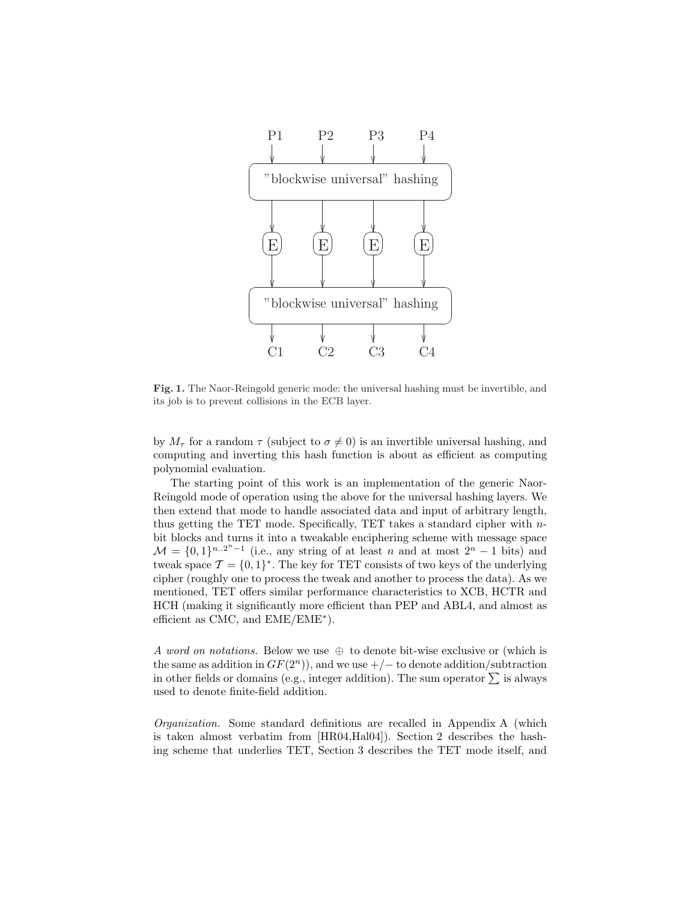Fig. 1. The Naor-Reingold generic mode: the universal hashing must be invertible, and its job is to prevent collisions in the ECB layer.

by $M_\tau$ for a random $\tau$ (subject to $\sigma \neq 0$) is an invertible universal hashing, and computing and inverting this hash function is about as efficient as computing polynomial evaluation.

The starting point of this work is an implementation of the generic Naor-Reingold mode of operation using the above for the universal hashing layers. We then extend that mode to handle associated data and input of arbitrary length, thus getting the TET mode. Specifically, TET takes a standard cipher with $n$-bit blocks and turns it into a tweakable enciphering scheme with message space $\mathcal{M} = \{0,1\}^{n..2^n-1}$ (i.e., any string of at least $n$ and at most $2^n - 1$ bits) and tweak space $\mathcal{T} = \{0,1\}^*$. The key for TET consists of two keys of the underlying cipher (roughly one to process the tweak and another to process the data). As we mentioned, TET offers similar performance characteristics to XCB, HCTR and HCH (making it significantly more efficient than PEP and ABL4, and almost as efficient as CMC, and EME/EME$^*$).

*A word on notations.* Below we use $\oplus$ to denote bit-wise exclusive or (which is the same as addition in $GF(2^n)$), and we use $+/-$ to denote addition/subtraction in other fields or domains (e.g., integer addition). The sum operator $\sum$ is always used to denote finite-field addition.

*Organization.* Some standard definitions are recalled in Appendix A (which is taken almost verbatim from [HR04,Hal04]). Section 2 describes the hashing scheme that underlies TET, Section 3 describes the TET mode itself, and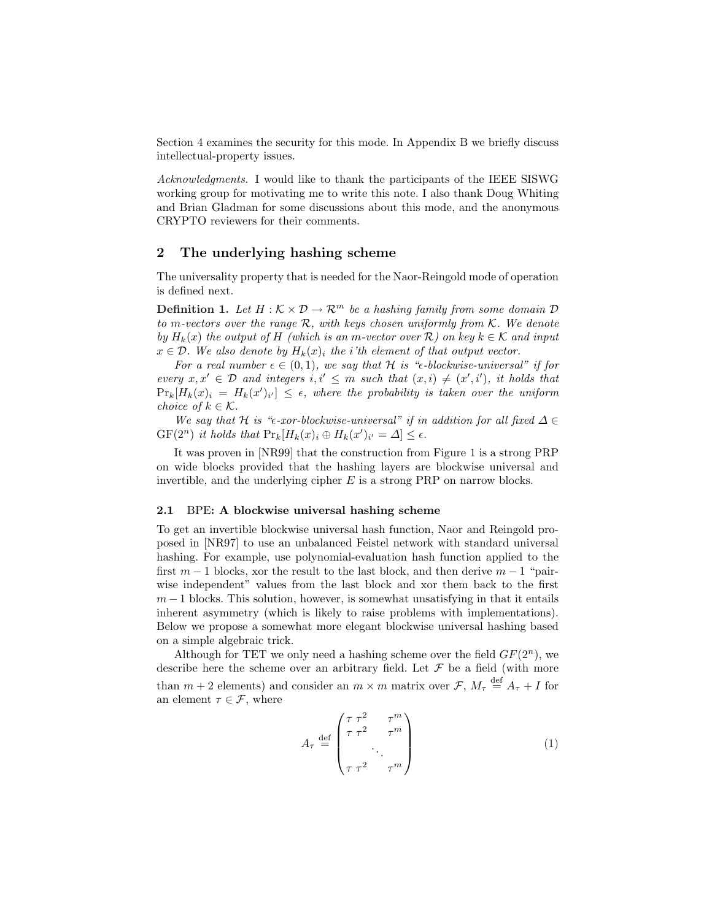Section 4 examines the security for this mode. In Appendix B we briefly discuss intellectual-property issues.

*Acknowledgments.* I would like to thank the participants of the IEEE SISWG working group for motivating me to write this note. I also thank Doug Whiting and Brian Gladman for some discussions about this mode, and the anonymous CRYPTO reviewers for their comments.

## 2 The underlying hashing scheme

The universality property that is needed for the Naor-Reingold mode of operation is defined next.

**Definition 1.** *Let $H : \mathcal{K} \times \mathcal{D} \to \mathcal{R}^m$ be a hashing family from some domain $\mathcal{D}$ to m-vectors over the range $\mathcal{R}$, with keys chosen uniformly from $\mathcal{K}$. We denote by $H_k(x)$ the output of $H$ (which is an m-vector over $\mathcal{R}$) on key $k \in \mathcal{K}$ and input $x \in \mathcal{D}$. We also denote by $H_k(x)_i$ the i'th element of that output vector.*

*For a real number $\epsilon \in (0, 1)$, we say that $\mathcal{H}$ is "$\epsilon$-blockwise-universal" if for every $x, x' \in \mathcal{D}$ and integers $i, i' \le m$ such that $(x, i) \ne (x', i')$, it holds that $\Pr_k[H_k(x)_i = H_k(x')_{i'}] \le \epsilon$, where the probability is taken over the uniform choice of $k \in \mathcal{K}$.*

*We say that $\mathcal{H}$ is "$\epsilon$-xor-blockwise-universal" if in addition for all fixed $\Delta \in \mathrm{GF}(2^n)$ it holds that $\Pr_k[H_k(x)_i \oplus H_k(x')_{i'} = \Delta] \le \epsilon$.*

It was proven in [NR99] that the construction from Figure 1 is a strong PRP on wide blocks provided that the hashing layers are blockwise universal and invertible, and the underlying cipher $E$ is a strong PRP on narrow blocks.

### 2.1 BPE: A blockwise universal hashing scheme

To get an invertible blockwise universal hash function, Naor and Reingold proposed in [NR97] to use an unbalanced Feistel network with standard universal hashing. For example, use polynomial-evaluation hash function applied to the first $m-1$ blocks, xor the result to the last block, and then derive $m-1$ "pairwise independent" values from the last block and xor them back to the first $m-1$ blocks. This solution, however, is somewhat unsatisfying in that it entails inherent asymmetry (which is likely to raise problems with implementations). Below we propose a somewhat more elegant blockwise universal hashing based on a simple algebraic trick.

Although for TET we only need a hashing scheme over the field $GF(2^n)$, we describe here the scheme over an arbitrary field. Let $\mathcal{F}$ be a field (with more than $m+2$ elements) and consider an $m \times m$ matrix over $\mathcal{F}$, $M_\tau \stackrel{\text{def}}{=} A_\tau + I$ for an element $\tau \in \mathcal{F}$, where

$$A_\tau \stackrel{\text{def}}{=} \begin{pmatrix} \tau & \tau^2 & & \tau^m \\ \tau & \tau^2 & & \tau^m \\ & & \ddots & \\ \tau & \tau^2 & & \tau^m \end{pmatrix} \tag{1}$$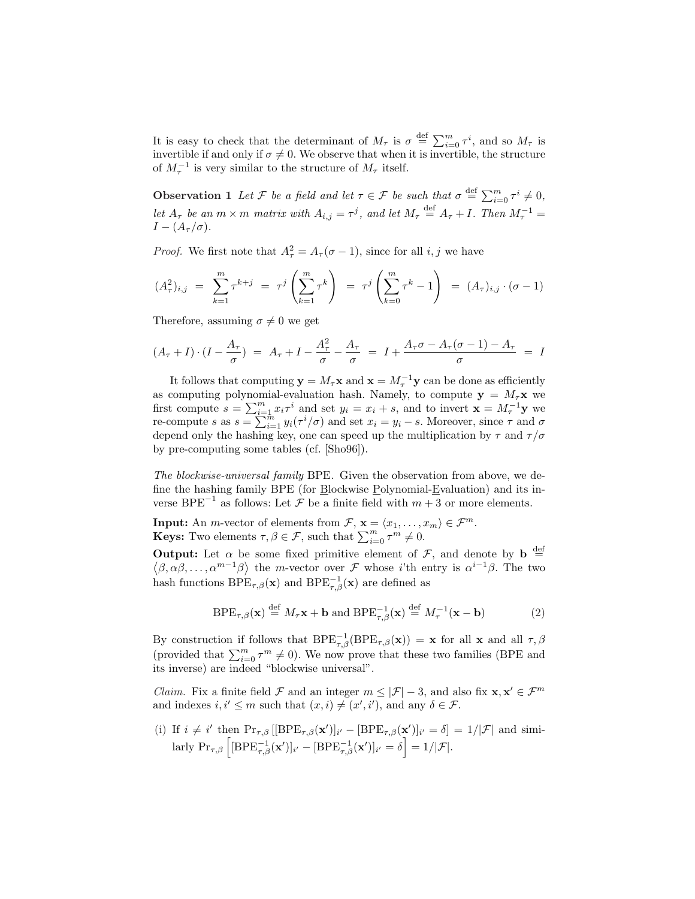It is easy to check that the determinant of $M_\tau$ is $\sigma \stackrel{\text{def}}{=} \sum_{i=0}^m \tau^i$, and so $M_\tau$ is invertible if and only if $\sigma \neq 0$. We observe that when it is invertible, the structure of $M_\tau^{-1}$ is very similar to the structure of $M_\tau$ itself.

**Observation 1** *Let $\mathcal{F}$ be a field and let $\tau \in \mathcal{F}$ be such that $\sigma \stackrel{\text{def}}{=} \sum_{i=0}^m \tau^i \neq 0$, let $A_\tau$ be an $m \times m$ matrix with $A_{i,j} = \tau^j$, and let $M_\tau \stackrel{\text{def}}{=} A_\tau + I$. Then $M_\tau^{-1} = I - (A_\tau/\sigma)$.*

*Proof.* We first note that $A_\tau^2 = A_\tau(\sigma - 1)$, since for all $i, j$ we have

$$(A_\tau^2)_{i,j} = \sum_{k=1}^m \tau^{k+j} = \tau^j \left( \sum_{k=1}^m \tau^k \right) = \tau^j \left( \sum_{k=0}^m \tau^k - 1 \right) = (A_\tau)_{i,j} \cdot (\sigma - 1)$$

Therefore, assuming $\sigma \neq 0$ we get

$$(A_\tau + I) \cdot (I - \frac{A_\tau}{\sigma}) = A_\tau + I - \frac{A_\tau^2}{\sigma} - \frac{A_\tau}{\sigma} = I + \frac{A_\tau \sigma - A_\tau(\sigma - 1) - A_\tau}{\sigma} = I$$

It follows that computing $\mathbf{y} = M_\tau \mathbf{x}$ and $\mathbf{x} = M_\tau^{-1}\mathbf{y}$ can be done as efficiently as computing polynomial-evaluation hash. Namely, to compute $\mathbf{y} = M_\tau \mathbf{x}$ we first compute $s = \sum_{i=1}^m x_i \tau^i$ and set $y_i = x_i + s$, and to invert $\mathbf{x} = M_\tau^{-1}\mathbf{y}$ we re-compute $s$ as $s = \sum_{i=1}^m y_i(\tau^i/\sigma)$ and set $x_i = y_i - s$. Moreover, since $\tau$ and $\sigma$ depend only the hashing key, one can speed up the multiplication by $\tau$ and $\tau/\sigma$ by pre-computing some tables (cf. [Sho96]).

*The blockwise-universal family* BPE. Given the observation from above, we define the hashing family BPE (for Blockwise Polynomial-Evaluation) and its inverse $\text{BPE}^{-1}$ as follows: Let $\mathcal{F}$ be a finite field with $m+3$ or more elements.

**Input:** An $m$-vector of elements from $\mathcal{F}$, $\mathbf{x} = \langle x_1, \ldots, x_m \rangle \in \mathcal{F}^m$.
**Keys:** Two elements $\tau, \beta \in \mathcal{F}$, such that $\sum_{i=0}^m \tau^m \neq 0$.
**Output:** Let $\alpha$ be some fixed primitive element of $\mathcal{F}$, and denote by $\mathbf{b} \stackrel{\text{def}}{=} \langle \beta, \alpha\beta, \ldots, \alpha^{m-1}\beta \rangle$ the $m$-vector over $\mathcal{F}$ whose $i$'th entry is $\alpha^{i-1}\beta$. The two hash functions $\text{BPE}_{\tau,\beta}(\mathbf{x})$ and $\text{BPE}_{\tau,\beta}^{-1}(\mathbf{x})$ are defined as

$$\text{BPE}_{\tau,\beta}(\mathbf{x}) \stackrel{\text{def}}{=} M_\tau \mathbf{x} + \mathbf{b} \text{ and } \text{BPE}_{\tau,\beta}^{-1}(\mathbf{x}) \stackrel{\text{def}}{=} M_\tau^{-1}(\mathbf{x} - \mathbf{b}) \tag{2}$$

By construction if follows that $\text{BPE}_{\tau,\beta}^{-1}(\text{BPE}_{\tau,\beta}(\mathbf{x})) = \mathbf{x}$ for all $\mathbf{x}$ and all $\tau, \beta$ (provided that $\sum_{i=0}^m \tau^m \neq 0$). We now prove that these two families (BPE and its inverse) are indeed "blockwise universal".

*Claim.* Fix a finite field $\mathcal{F}$ and an integer $m \leq |\mathcal{F}| - 3$, and also fix $\mathbf{x}, \mathbf{x}' \in \mathcal{F}^m$ and indexes $i, i' \leq m$ such that $(x, i) \neq (x', i')$, and any $\delta \in \mathcal{F}$.

(i) If $i \neq i'$ then $\Pr_{\tau,\beta}\left[[\text{BPE}_{\tau,\beta}(\mathbf{x}')]_{i'} - [\text{BPE}_{\tau,\beta}(\mathbf{x}')]_{i'} = \delta\right] = 1/|\mathcal{F}|$ and similarly $\Pr_{\tau,\beta}\left[[\text{BPE}_{\tau,\beta}^{-1}(\mathbf{x}')]_{i'} - [\text{BPE}_{\tau,\beta}^{-1}(\mathbf{x}')]_{i'} = \delta\right] = 1/|\mathcal{F}|$.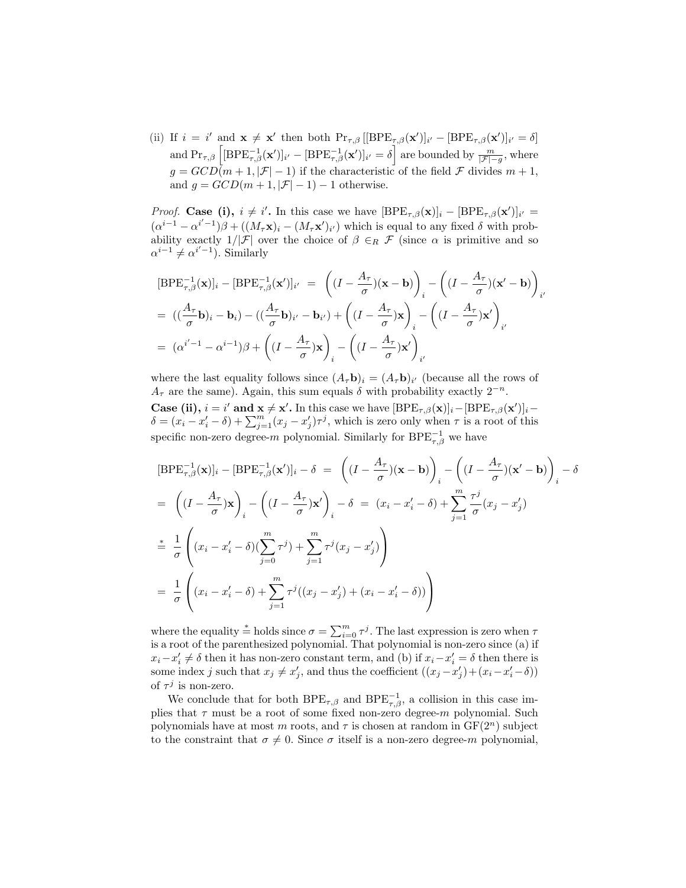(ii) If $i = i'$ and $\mathbf{x} \neq \mathbf{x}'$ then both $\Pr_{\tau,\beta}\left[[\mathrm{BPE}_{\tau,\beta}(\mathbf{x}')]_{i'} - [\mathrm{BPE}_{\tau,\beta}(\mathbf{x}')]_{i'} = \delta\right]$ and $\Pr_{\tau,\beta}\left[[\mathrm{BPE}^{-1}_{\tau,\beta}(\mathbf{x}')]_{i'} - [\mathrm{BPE}^{-1}_{\tau,\beta}(\mathbf{x}')]_{i'} = \delta\right]$ are bounded by $\frac{m}{|\mathcal{F}|-g}$, where $g = GCD(m+1, |\mathcal{F}|-1)$ if the characteristic of the field $\mathcal{F}$ divides $m+1$, and $g = GCD(m+1, |\mathcal{F}|-1) - 1$ otherwise.

*Proof.* **Case (i), $i \neq i'$.** In this case we have $[\mathrm{BPE}_{\tau,\beta}(\mathbf{x})]_i - [\mathrm{BPE}_{\tau,\beta}(\mathbf{x}')]_{i'} = (\alpha^{i-1} - \alpha^{i'-1})\beta + ((M_\tau\mathbf{x})_i - (M_\tau\mathbf{x}')_{i'})$ which is equal to any fixed $\delta$ with probability exactly $1/|\mathcal{F}|$ over the choice of $\beta \in_R \mathcal{F}$ (since $\alpha$ is primitive and so $\alpha^{i-1} \neq \alpha^{i'-1}$). Similarly

$$
\begin{aligned}
[\mathrm{BPE}^{-1}_{\tau,\beta}(\mathbf{x})]_i - [\mathrm{BPE}^{-1}_{\tau,\beta}(\mathbf{x}')]_{i'} &= \left((I - \frac{A_\tau}{\sigma})(\mathbf{x}-\mathbf{b})\right)_i - \left((I - \frac{A_\tau}{\sigma})(\mathbf{x}'-\mathbf{b})\right)_{i'} \\
&= ((\frac{A_\tau}{\sigma}\mathbf{b})_i - \mathbf{b}_i) - ((\frac{A_\tau}{\sigma}\mathbf{b})_{i'} - \mathbf{b}_{i'}) + \left((I - \frac{A_\tau}{\sigma})\mathbf{x}\right)_i - \left((I - \frac{A_\tau}{\sigma})\mathbf{x}'\right)_{i'} \\
&= (\alpha^{i'-1} - \alpha^{i-1})\beta + \left((I - \frac{A_\tau}{\sigma})\mathbf{x}\right)_i - \left((I - \frac{A_\tau}{\sigma})\mathbf{x}'\right)_{i'}
\end{aligned}
$$

where the last equality follows since $(A_\tau\mathbf{b})_i = (A_\tau\mathbf{b})_{i'}$ (because all the rows of $A_\tau$ are the same). Again, this sum equals $\delta$ with probability exactly $2^{-n}$.

**Case (ii), $i = i'$ and $\mathbf{x} \neq \mathbf{x}'$.** In this case we have $[\mathrm{BPE}_{\tau,\beta}(\mathbf{x})]_i - [\mathrm{BPE}_{\tau,\beta}(\mathbf{x}')]_i - \delta = (x_i - x'_i - \delta) + \sum_{j=1}^{m}(x_j - x'_j)\tau^j$, which is zero only when $\tau$ is a root of this specific non-zero degree-$m$ polynomial. Similarly for $\mathrm{BPE}^{-1}_{\tau,\beta}$ we have

$$
\begin{aligned}
[\mathrm{BPE}^{-1}_{\tau,\beta}(\mathbf{x})]_i - [\mathrm{BPE}^{-1}_{\tau,\beta}(\mathbf{x}')]_i - \delta &= \left((I - \frac{A_\tau}{\sigma})(\mathbf{x}-\mathbf{b})\right)_i - \left((I - \frac{A_\tau}{\sigma})(\mathbf{x}'-\mathbf{b})\right)_i - \delta \\
&= \left((I - \frac{A_\tau}{\sigma})\mathbf{x}\right)_i - \left((I - \frac{A_\tau}{\sigma})\mathbf{x}'\right)_i - \delta \;=\; (x_i - x'_i - \delta) + \sum_{j=1}^{m}\frac{\tau^j}{\sigma}(x_j - x'_j) \\
&\overset{*}{=} \frac{1}{\sigma}\left((x_i - x'_i - \delta)(\sum_{j=0}^{m}\tau^j) + \sum_{j=1}^{m}\tau^j(x_j - x'_j)\right) \\
&= \frac{1}{\sigma}\left((x_i - x'_i - \delta) + \sum_{j=1}^{m}\tau^j((x_j - x'_j) + (x_i - x'_i - \delta))\right)
\end{aligned}
$$

where the equality $\overset{*}{=}$ holds since $\sigma = \sum_{i=0}^{m}\tau^j$. The last expression is zero when $\tau$ is a root of the parenthesized polynomial. That polynomial is non-zero since (a) if $x_i - x'_i \neq \delta$ then it has non-zero constant term, and (b) if $x_i - x'_i = \delta$ then there is some index $j$ such that $x_j \neq x'_j$, and thus the coefficient $((x_j - x'_j) + (x_i - x'_i - \delta))$ of $\tau^j$ is non-zero.

We conclude that for both $\mathrm{BPE}_{\tau,\beta}$ and $\mathrm{BPE}^{-1}_{\tau,\beta}$, a collision in this case implies that $\tau$ must be a root of some fixed non-zero degree-$m$ polynomial. Such polynomials have at most $m$ roots, and $\tau$ is chosen at random in $\mathrm{GF}(2^n)$ subject to the constraint that $\sigma \neq 0$. Since $\sigma$ itself is a non-zero degree-$m$ polynomial,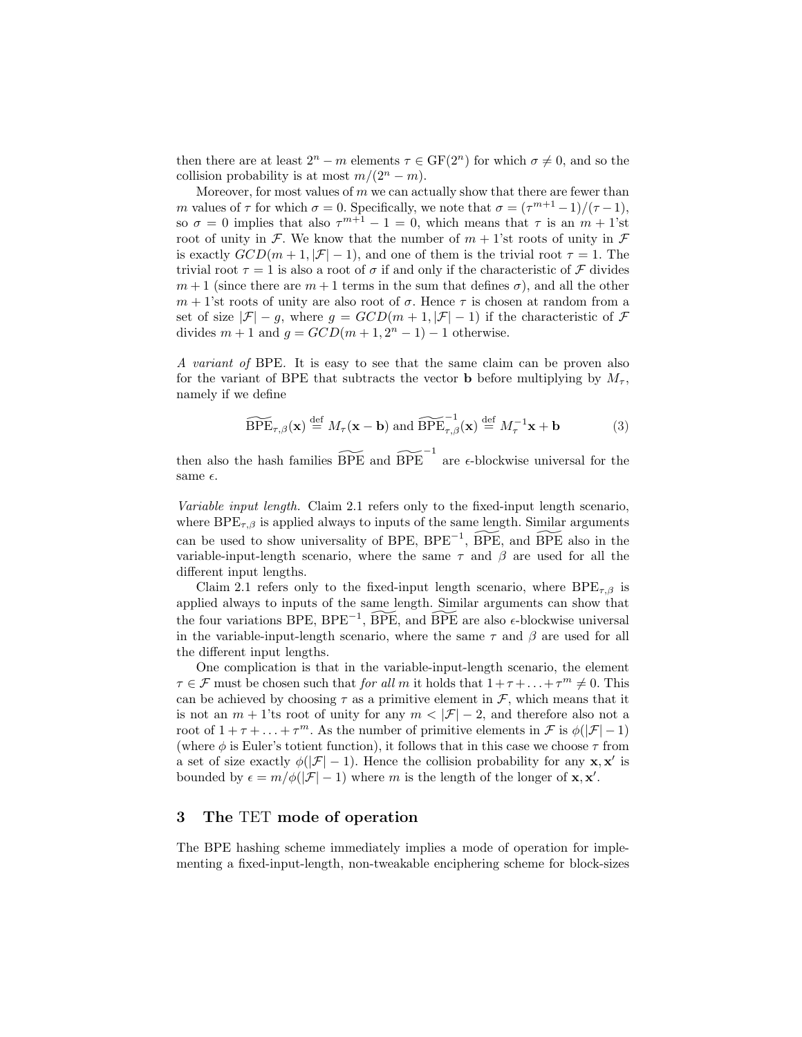then there are at least $2^n - m$ elements $\tau \in \mathrm{GF}(2^n)$ for which $\sigma \neq 0$, and so the collision probability is at most $m/(2^n - m)$.

Moreover, for most values of $m$ we can actually show that there are fewer than $m$ values of $\tau$ for which $\sigma = 0$. Specifically, we note that $\sigma = (\tau^{m+1} - 1)/(\tau - 1)$, so $\sigma = 0$ implies that also $\tau^{m+1} - 1 = 0$, which means that $\tau$ is an $m+1$'st root of unity in $\mathcal{F}$. We know that the number of $m+1$'st roots of unity in $\mathcal{F}$ is exactly $GCD(m+1, |\mathcal{F}| - 1)$, and one of them is the trivial root $\tau = 1$. The trivial root $\tau = 1$ is also a root of $\sigma$ if and only if the characteristic of $\mathcal{F}$ divides $m + 1$ (since there are $m + 1$ terms in the sum that defines $\sigma$), and all the other $m + 1$'st roots of unity are also root of $\sigma$. Hence $\tau$ is chosen at random from a set of size $|\mathcal{F}| - g$, where $g = GCD(m + 1, |\mathcal{F}| - 1)$ if the characteristic of $\mathcal{F}$ divides $m + 1$ and $g = GCD(m + 1, 2^n - 1) - 1$ otherwise.

*A variant of* BPE. It is easy to see that the same claim can be proven also for the variant of BPE that subtracts the vector $\mathbf{b}$ before multiplying by $M_\tau$, namely if we define

$$\widetilde{\mathrm{BPE}}_{\tau,\beta}(\mathbf{x}) \stackrel{\mathrm{def}}{=} M_\tau(\mathbf{x} - \mathbf{b}) \text{ and } \widetilde{\mathrm{BPE}}^{-1}_{\tau,\beta}(\mathbf{x}) \stackrel{\mathrm{def}}{=} M_\tau^{-1}\mathbf{x} + \mathbf{b} \tag{3}$$

then also the hash families $\widetilde{\mathrm{BPE}}$ and $\widetilde{\mathrm{BPE}}^{-1}$ are $\epsilon$-blockwise universal for the same $\epsilon$.

*Variable input length.* Claim 2.1 refers only to the fixed-input length scenario, where $\mathrm{BPE}_{\tau,\beta}$ is applied always to inputs of the same length. Similar arguments can be used to show universality of BPE, $\mathrm{BPE}^{-1}$, $\widetilde{\mathrm{BPE}}$, and $\widetilde{\mathrm{BPE}}$ also in the variable-input-length scenario, where the same $\tau$ and $\beta$ are used for all the different input lengths.

Claim 2.1 refers only to the fixed-input length scenario, where $\mathrm{BPE}_{\tau,\beta}$ is applied always to inputs of the same length. Similar arguments can show that the four variations BPE, $\mathrm{BPE}^{-1}$, $\widetilde{\mathrm{BPE}}$, and $\widetilde{\mathrm{BPE}}$ are also $\epsilon$-blockwise universal in the variable-input-length scenario, where the same $\tau$ and $\beta$ are used for all the different input lengths.

One complication is that in the variable-input-length scenario, the element $\tau \in \mathcal{F}$ must be chosen such that *for all* $m$ it holds that $1 + \tau + \ldots + \tau^m \neq 0$. This can be achieved by choosing $\tau$ as a primitive element in $\mathcal{F}$, which means that it is not an $m + 1$'ts root of unity for any $m < |\mathcal{F}| - 2$, and therefore also not a root of $1 + \tau + \ldots + \tau^m$. As the number of primitive elements in $\mathcal{F}$ is $\phi(|\mathcal{F}| - 1)$ (where $\phi$ is Euler's totient function), it follows that in this case we choose $\tau$ from a set of size exactly $\phi(|\mathcal{F}| - 1)$. Hence the collision probability for any $\mathbf{x}, \mathbf{x}'$ is bounded by $\epsilon = m/\phi(|\mathcal{F}| - 1)$ where $m$ is the length of the longer of $\mathbf{x}, \mathbf{x}'$.

## 3 The TET mode of operation

The BPE hashing scheme immediately implies a mode of operation for implementing a fixed-input-length, non-tweakable enciphering scheme for block-sizes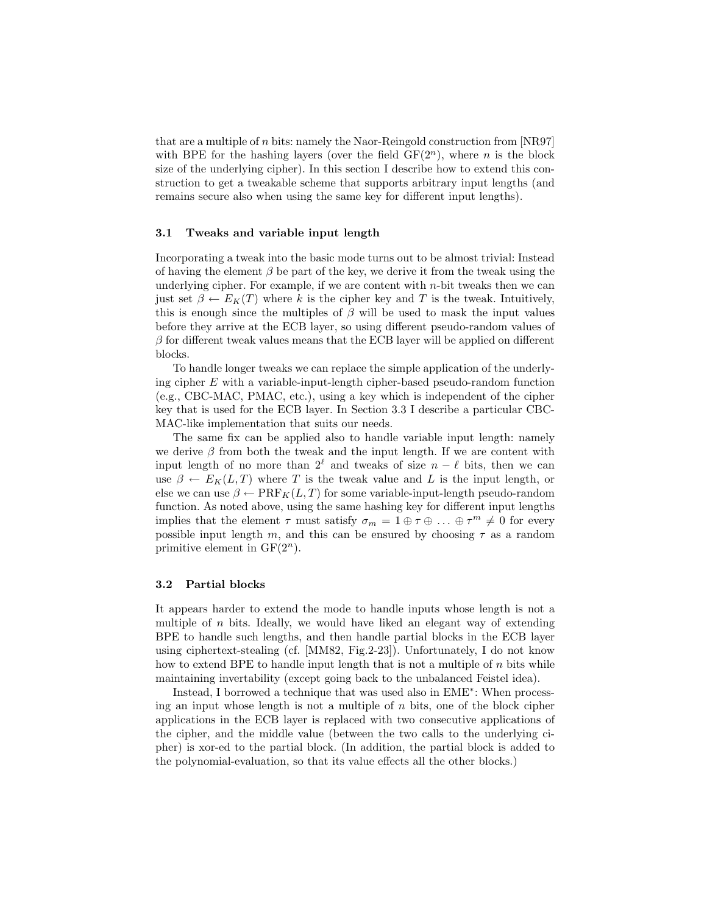that are a multiple of $n$ bits: namely the Naor-Reingold construction from [NR97] with BPE for the hashing layers (over the field $\mathrm{GF}(2^n)$, where $n$ is the block size of the underlying cipher). In this section I describe how to extend this construction to get a tweakable scheme that supports arbitrary input lengths (and remains secure also when using the same key for different input lengths).

### 3.1 Tweaks and variable input length

Incorporating a tweak into the basic mode turns out to be almost trivial: Instead of having the element $\beta$ be part of the key, we derive it from the tweak using the underlying cipher. For example, if we are content with $n$-bit tweaks then we can just set $\beta \leftarrow E_K(T)$ where $k$ is the cipher key and $T$ is the tweak. Intuitively, this is enough since the multiples of $\beta$ will be used to mask the input values before they arrive at the ECB layer, so using different pseudo-random values of $\beta$ for different tweak values means that the ECB layer will be applied on different blocks.

To handle longer tweaks we can replace the simple application of the underlying cipher $E$ with a variable-input-length cipher-based pseudo-random function (e.g., CBC-MAC, PMAC, etc.), using a key which is independent of the cipher key that is used for the ECB layer. In Section 3.3 I describe a particular CBC-MAC-like implementation that suits our needs.

The same fix can be applied also to handle variable input length: namely we derive $\beta$ from both the tweak and the input length. If we are content with input length of no more than $2^\ell$ and tweaks of size $n - \ell$ bits, then we can use $\beta \leftarrow E_K(L, T)$ where $T$ is the tweak value and $L$ is the input length, or else we can use $\beta \leftarrow \mathrm{PRF}_K(L, T)$ for some variable-input-length pseudo-random function. As noted above, using the same hashing key for different input lengths implies that the element $\tau$ must satisfy $\sigma_m = 1 \oplus \tau \oplus \ldots \oplus \tau^m \neq 0$ for every possible input length $m$, and this can be ensured by choosing $\tau$ as a random primitive element in $\mathrm{GF}(2^n)$.

### 3.2 Partial blocks

It appears harder to extend the mode to handle inputs whose length is not a multiple of $n$ bits. Ideally, we would have liked an elegant way of extending BPE to handle such lengths, and then handle partial blocks in the ECB layer using ciphertext-stealing (cf. [MM82, Fig.2-23]). Unfortunately, I do not know how to extend BPE to handle input length that is not a multiple of $n$ bits while maintaining invertability (except going back to the unbalanced Feistel idea).

Instead, I borrowed a technique that was used also in EME$^*$: When processing an input whose length is not a multiple of $n$ bits, one of the block cipher applications in the ECB layer is replaced with two consecutive applications of the cipher, and the middle value (between the two calls to the underlying cipher) is xor-ed to the partial block. (In addition, the partial block is added to the polynomial-evaluation, so that its value effects all the other blocks.)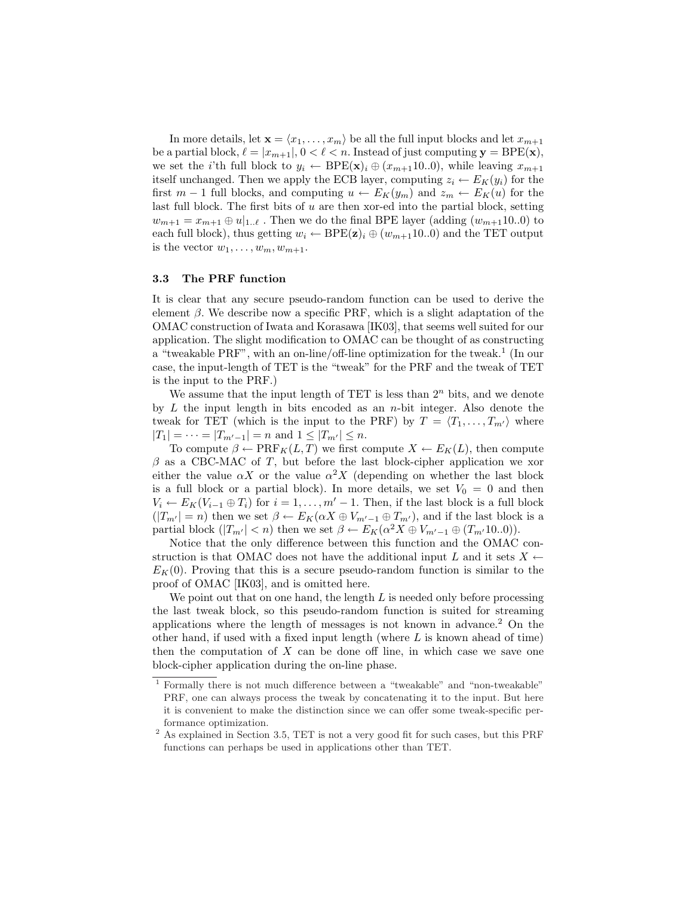In more details, let $\mathbf{x} = \langle x_1, \ldots, x_m \rangle$ be all the full input blocks and let $x_{m+1}$ be a partial block, $\ell = |x_{m+1}|$, $0 < \ell < n$. Instead of just computing $\mathbf{y} = \text{BPE}(\mathbf{x})$, we set the $i$'th full block to $y_i \leftarrow \text{BPE}(\mathbf{x})_i \oplus (x_{m+1}10..0)$, while leaving $x_{m+1}$ itself unchanged. Then we apply the ECB layer, computing $z_i \leftarrow E_K(y_i)$ for the first $m-1$ full blocks, and computing $u \leftarrow E_K(y_m)$ and $z_m \leftarrow E_K(u)$ for the last full block. The first bits of $u$ are then xor-ed into the partial block, setting $w_{m+1} = x_{m+1} \oplus u|_{1..\ell}$ . Then we do the final BPE layer (adding $(w_{m+1}10..0)$ to each full block), thus getting $w_i \leftarrow \text{BPE}(\mathbf{z})_i \oplus (w_{m+1}10..0)$ and the TET output is the vector $w_1, \ldots, w_m, w_{m+1}$.

### 3.3 The PRF function

It is clear that any secure pseudo-random function can be used to derive the element $\beta$. We describe now a specific PRF, which is a slight adaptation of the OMAC construction of Iwata and Korasawa [IK03], that seems well suited for our application. The slight modification to OMAC can be thought of as constructing a "tweakable PRF", with an on-line/off-line optimization for the tweak.[1] (In our case, the input-length of TET is the "tweak" for the PRF and the tweak of TET is the input to the PRF.)

We assume that the input length of TET is less than $2^n$ bits, and we denote by $L$ the input length in bits encoded as an $n$-bit integer. Also denote the tweak for TET (which is the input to the PRF) by $T = \langle T_1, \ldots, T_{m'} \rangle$ where $|T_1| = \cdots = |T_{m'-1}| = n$ and $1 \le |T_{m'}| \le n$.

To compute $\beta \leftarrow \text{PRF}_K(L, T)$ we first compute $X \leftarrow E_K(L)$, then compute $\beta$ as a CBC-MAC of $T$, but before the last block-cipher application we xor either the value $\alpha X$ or the value $\alpha^2 X$ (depending on whether the last block is a full block or a partial block). In more details, we set $V_0 = 0$ and then $V_i \leftarrow E_K(V_{i-1} \oplus T_i)$ for $i = 1, \ldots, m'-1$. Then, if the last block is a full block ($|T_{m'}| = n$) then we set $\beta \leftarrow E_K(\alpha X \oplus V_{m'-1} \oplus T_{m'})$, and if the last block is a partial block ($|T_{m'}| < n$) then we set $\beta \leftarrow E_K(\alpha^2 X \oplus V_{m'-1} \oplus (T_{m'}10..0))$.

Notice that the only difference between this function and the OMAC construction is that OMAC does not have the additional input $L$ and it sets $X \leftarrow E_K(0)$. Proving that this is a secure pseudo-random function is similar to the proof of OMAC [IK03], and is omitted here.

We point out that on one hand, the length $L$ is needed only before processing the last tweak block, so this pseudo-random function is suited for streaming applications where the length of messages is not known in advance.[2] On the other hand, if used with a fixed input length (where $L$ is known ahead of time) then the computation of $X$ can be done off line, in which case we save one block-cipher application during the on-line phase.

---

[1] Formally there is not much difference between a "tweakable" and "non-tweakable" PRF, one can always process the tweak by concatenating it to the input. But here it is convenient to make the distinction since we can offer some tweak-specific performance optimization.

[2] As explained in Section 3.5, TET is not a very good fit for such cases, but this PRF functions can perhaps be used in applications other than TET.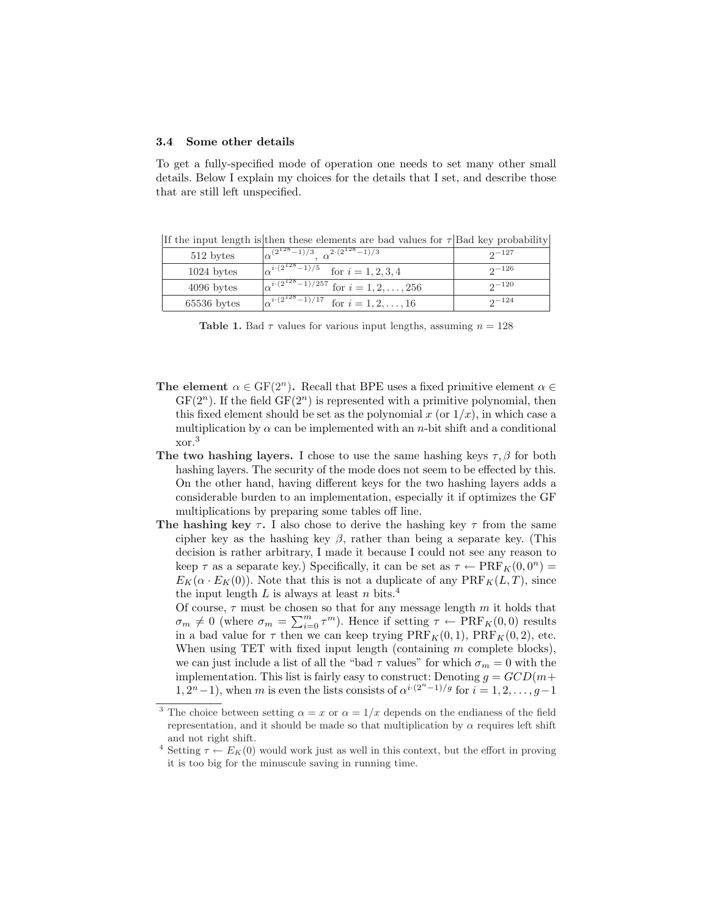### 3.4 Some other details

To get a fully-specified mode of operation one needs to set many other small details. Below I explain my choices for the details that I set, and describe those that are still left unspecified.

| If the input length is | then these elements are bad values for $\tau$ | Bad key probability |
|---|---|---|
| 512 bytes | $\alpha^{(2^{128}-1)/3}$, $\alpha^{2\cdot(2^{128}-1)/3}$ | $2^{-127}$ |
| 1024 bytes | $\alpha^{i\cdot(2^{128}-1)/5}$ for $i = 1, 2, 3, 4$ | $2^{-126}$ |
| 4096 bytes | $\alpha^{i\cdot(2^{128}-1)/257}$ for $i = 1, 2, \ldots, 256$ | $2^{-120}$ |
| 65536 bytes | $\alpha^{i\cdot(2^{128}-1)/17}$ for $i = 1, 2, \ldots, 16$ | $2^{-124}$ |

**Table 1.** Bad $\tau$ values for various input lengths, assuming $n = 128$

**The element** $\alpha \in \mathrm{GF}(2^n)$**.** Recall that BPE uses a fixed primitive element $\alpha \in \mathrm{GF}(2^n)$. If the field $\mathrm{GF}(2^n)$ is represented with a primitive polynomial, then this fixed element should be set as the polynomial $x$ (or $1/x$), in which case a multiplication by $\alpha$ can be implemented with an $n$-bit shift and a conditional xor.[3]

**The two hashing layers.** I chose to use the same hashing keys $\tau, \beta$ for both hashing layers. The security of the mode does not seem to be effected by this. On the other hand, having different keys for the two hashing layers adds a considerable burden to an implementation, especially it if optimizes the GF multiplications by preparing some tables off line.

**The hashing key** $\tau$**.** I also chose to derive the hashing key $\tau$ from the same cipher key as the hashing key $\beta$, rather than being a separate key. (This decision is rather arbitrary, I made it because I could not see any reason to keep $\tau$ as a separate key.) Specifically, it can be set as $\tau \leftarrow \mathrm{PRF}_K(0, 0^n) = E_K(\alpha \cdot E_K(0))$. Note that this is not a duplicate of any $\mathrm{PRF}_K(L, T)$, since the input length $L$ is always at least $n$ bits.[4]

Of course, $\tau$ must be chosen so that for any message length $m$ it holds that $\sigma_m \neq 0$ (where $\sigma_m = \sum_{i=0}^{m} \tau^m$). Hence if setting $\tau \leftarrow \mathrm{PRF}_K(0, 0)$ results in a bad value for $\tau$ then we can keep trying $\mathrm{PRF}_K(0, 1)$, $\mathrm{PRF}_K(0, 2)$, etc. When using TET with fixed input length (containing $m$ complete blocks), we can just include a list of all the "bad $\tau$ values" for which $\sigma_m = 0$ with the implementation. This list is fairly easy to construct: Denoting $g = GCD(m+1, 2^n-1)$, when $m$ is even the lists consists of $\alpha^{i\cdot(2^n-1)/g}$ for $i = 1, 2, \ldots, g-1$

[3] The choice between setting $\alpha = x$ or $\alpha = 1/x$ depends on the endianess of the field representation, and it should be made so that multiplication by $\alpha$ requires left shift and not right shift.

[4] Setting $\tau \leftarrow E_K(0)$ would work just as well in this context, but the effort in proving it is too big for the minuscule saving in running time.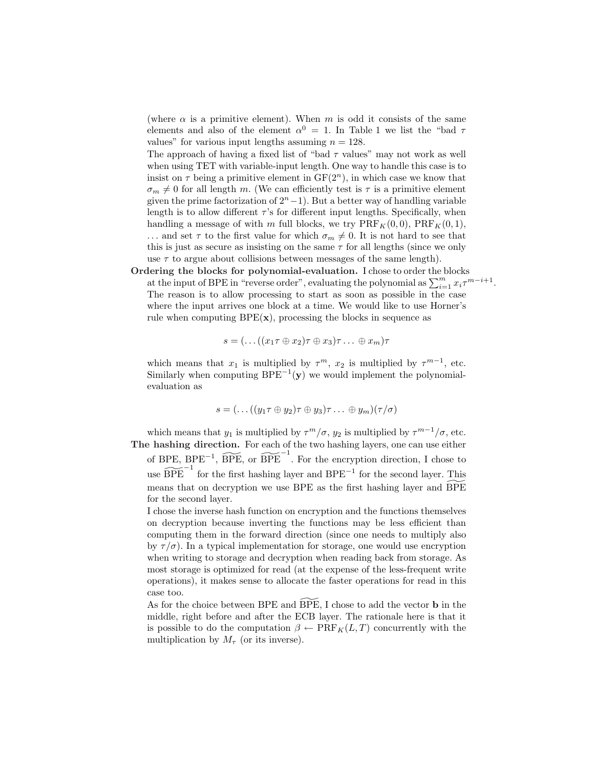(where $\alpha$ is a primitive element). When $m$ is odd it consists of the same elements and also of the element $\alpha^0 = 1$. In Table 1 we list the "bad $\tau$ values" for various input lengths assuming $n = 128$.

The approach of having a fixed list of "bad $\tau$ values" may not work as well when using TET with variable-input length. One way to handle this case is to insist on $\tau$ being a primitive element in $\mathrm{GF}(2^n)$, in which case we know that $\sigma_m \neq 0$ for all length $m$. (We can efficiently test is $\tau$ is a primitive element given the prime factorization of $2^n - 1$). But a better way of handling variable length is to allow different $\tau$'s for different input lengths. Specifically, when handling a message of with $m$ full blocks, we try $\mathrm{PRF}_K(0,0)$, $\mathrm{PRF}_K(0,1)$, ... and set $\tau$ to the first value for which $\sigma_m \neq 0$. It is not hard to see that this is just as secure as insisting on the same $\tau$ for all lengths (since we only use $\tau$ to argue about collisions between messages of the same length).

**Ordering the blocks for polynomial-evaluation.** I chose to order the blocks at the input of BPE in "reverse order", evaluating the polynomial as $\sum_{i=1}^{m} x_i \tau^{m-i+1}$. The reason is to allow processing to start as soon as possible in the case where the input arrives one block at a time. We would like to use Horner's rule when computing $\mathrm{BPE}(\mathbf{x})$, processing the blocks in sequence as

$$s = (\ldots((x_1\tau \oplus x_2)\tau \oplus x_3)\tau \ldots \oplus x_m)\tau$$

which means that $x_1$ is multiplied by $\tau^m$, $x_2$ is multiplied by $\tau^{m-1}$, etc. Similarly when computing $\mathrm{BPE}^{-1}(\mathbf{y})$ we would implement the polynomial-evaluation as

$$s = (\ldots((y_1\tau \oplus y_2)\tau \oplus y_3)\tau \ldots \oplus y_m)(\tau/\sigma)$$

which means that $y_1$ is multiplied by $\tau^m/\sigma$, $y_2$ is multiplied by $\tau^{m-1}/\sigma$, etc.

**The hashing direction.** For each of the two hashing layers, one can use either of BPE, $\mathrm{BPE}^{-1}$, $\widetilde{\mathrm{BPE}}$, or $\widetilde{\mathrm{BPE}}^{-1}$. For the encryption direction, I chose to use $\widetilde{\mathrm{BPE}}^{-1}$ for the first hashing layer and $\mathrm{BPE}^{-1}$ for the second layer. This means that on decryption we use BPE as the first hashing layer and $\widetilde{\mathrm{BPE}}$ for the second layer.

I chose the inverse hash function on encryption and the functions themselves on decryption because inverting the functions may be less efficient than computing them in the forward direction (since one needs to multiply also by $\tau/\sigma$). In a typical implementation for storage, one would use encryption when writing to storage and decryption when reading back from storage. As most storage is optimized for read (at the expense of the less-frequent write operations), it makes sense to allocate the faster operations for read in this case too.

As for the choice between BPE and $\widetilde{\mathrm{BPE}}$, I chose to add the vector $\mathbf{b}$ in the middle, right before and after the ECB layer. The rationale here is that it is possible to do the computation $\beta \leftarrow \mathrm{PRF}_K(L, T)$ concurrently with the multiplication by $M_\tau$ (or its inverse).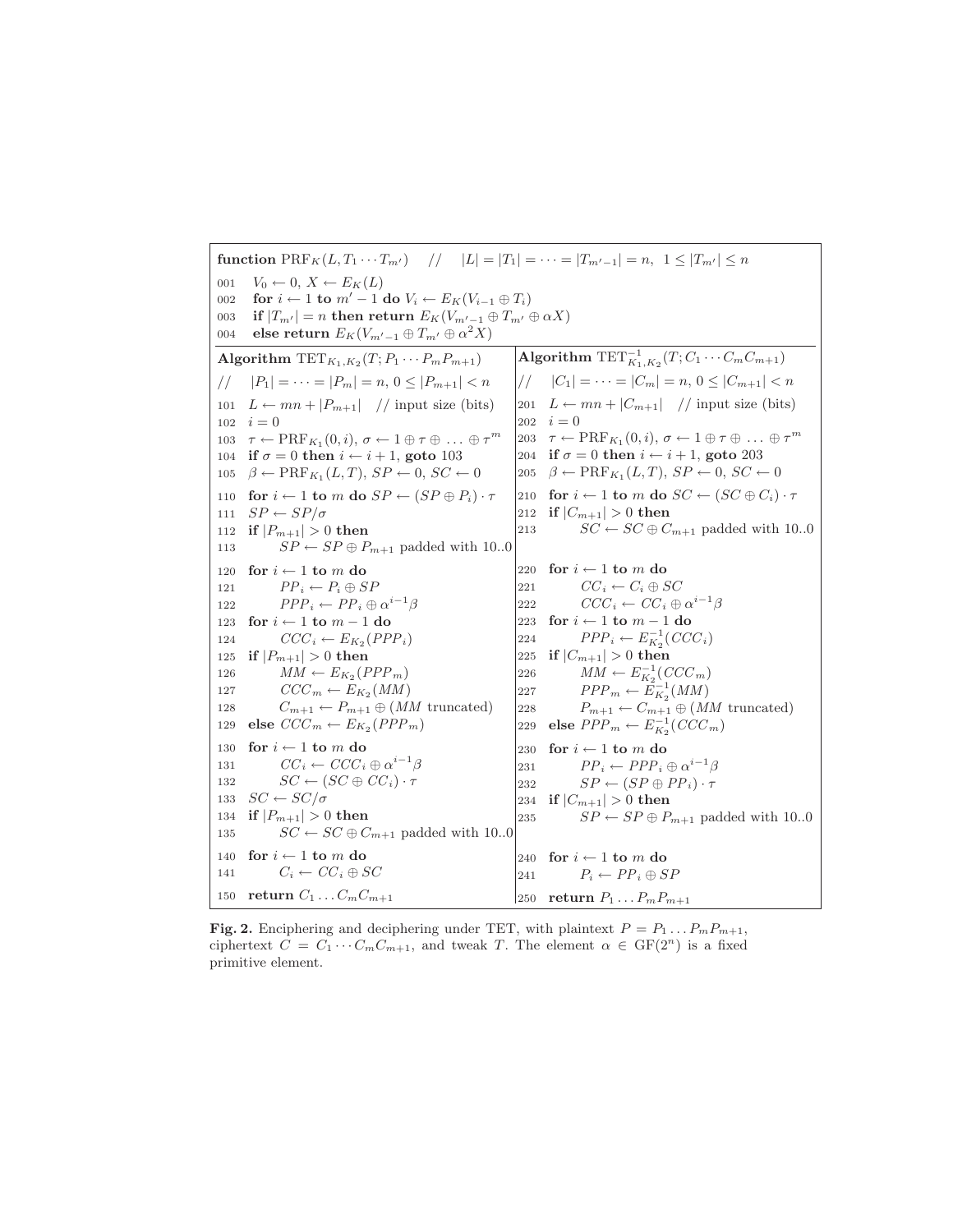```
function PRF_K(L, T_1 ··· T_{m'})    //  |L| = |T_1| = ··· = |T_{m'-1}| = n,  1 ≤ |T_{m'}| ≤ n

001   V_0 ← 0, X ← E_K(L)
002   for i ← 1 to m' − 1 do V_i ← E_K(V_{i−1} ⊕ T_i)
003   if |T_{m'}| = n then return E_K(V_{m'−1} ⊕ T_{m'} ⊕ αX)
004   else return E_K(V_{m'−1} ⊕ T_{m'} ⊕ α^2 X)
```

```
Algorithm TET_{K1,K2}(T; P_1 ··· P_m P_{m+1})
//   |P_1| = ··· = |P_m| = n, 0 ≤ |P_{m+1}| < n

101  L ← mn + |P_{m+1}|   // input size (bits)
102  i = 0
103  τ ← PRF_{K1}(0, i), σ ← 1 ⊕ τ ⊕ ... ⊕ τ^m
104  if σ = 0 then i ← i + 1, goto 103
105  β ← PRF_{K1}(L, T), SP ← 0, SC ← 0

110  for i ← 1 to m do SP ← (SP ⊕ P_i) · τ
111  SP ← SP/σ
112  if |P_{m+1}| > 0 then
113        SP ← SP ⊕ P_{m+1} padded with 10..0

120  for i ← 1 to m do
121        PP_i ← P_i ⊕ SP
122        PPP_i ← PP_i ⊕ α^{i−1} β
123  for i ← 1 to m − 1 do
124        CCC_i ← E_{K2}(PPP_i)
125  if |P_{m+1}| > 0 then
126        MM ← E_{K2}(PPP_m)
127        CCC_m ← E_{K2}(MM)
128        C_{m+1} ← P_{m+1} ⊕ (MM truncated)
129  else CCC_m ← E_{K2}(PPP_m)

130  for i ← 1 to m do
131        CC_i ← CCC_i ⊕ α^{i−1} β
132        SC ← (SC ⊕ CC_i) · τ
133  SC ← SC/σ
134  if |P_{m+1}| > 0 then
135        SC ← SC ⊕ C_{m+1} padded with 10..0

140  for i ← 1 to m do
141        C_i ← CC_i ⊕ SC

150  return C_1 ... C_m C_{m+1}
```

```
Algorithm TET^{-1}_{K1,K2}(T; C_1 ··· C_m C_{m+1})
//   |C_1| = ··· = |C_m| = n, 0 ≤ |C_{m+1}| < n

201  L ← mn + |C_{m+1}|   // input size (bits)
202  i = 0
203  τ ← PRF_{K1}(0, i), σ ← 1 ⊕ τ ⊕ ... ⊕ τ^m
204  if σ = 0 then i ← i + 1, goto 203
205  β ← PRF_{K1}(L, T), SP ← 0, SC ← 0

210  for i ← 1 to m do SC ← (SC ⊕ C_i) · τ
212  if |C_{m+1}| > 0 then
213        SC ← SC ⊕ C_{m+1} padded with 10..0

220  for i ← 1 to m do
221        CC_i ← C_i ⊕ SC
222        CCC_i ← CC_i ⊕ α^{i−1} β
223  for i ← 1 to m − 1 do
224        PPP_i ← E^{-1}_{K2}(CCC_i)
225  if |C_{m+1}| > 0 then
226        MM ← E^{-1}_{K2}(CCC_m)
227        PPP_m ← E^{-1}_{K2}(MM)
228        P_{m+1} ← C_{m+1} ⊕ (MM truncated)
229  else PPP_m ← E^{-1}_{K2}(CCC_m)

230  for i ← 1 to m do
231        PP_i ← PPP_i ⊕ α^{i−1} β
232        SP ← (SP ⊕ PP_i) · τ
234  if |C_{m+1}| > 0 then
235        SP ← SP ⊕ P_{m+1} padded with 10..0

240  for i ← 1 to m do
241        P_i ← PP_i ⊕ SP

250  return P_1 ... P_m P_{m+1}
```

**Fig. 2.** Enciphering and deciphering under TET, with plaintext $P = P_1 \ldots P_m P_{m+1}$, ciphertext $C = C_1 \cdots C_m C_{m+1}$, and tweak $T$. The element $\alpha \in \mathrm{GF}(2^n)$ is a fixed primitive element.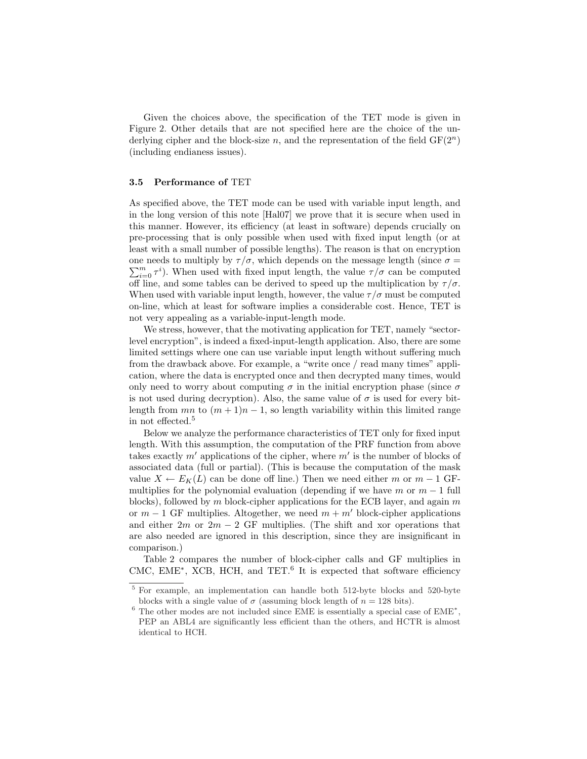Given the choices above, the specification of the TET mode is given in Figure 2. Other details that are not specified here are the choice of the underlying cipher and the block-size $n$, and the representation of the field $\mathrm{GF}(2^n)$ (including endianess issues).

### 3.5 Performance of TET

As specified above, the TET mode can be used with variable input length, and in the long version of this note [Hal07] we prove that it is secure when used in this manner. However, its efficiency (at least in software) depends crucially on pre-processing that is only possible when used with fixed input length (or at least with a small number of possible lengths). The reason is that on encryption one needs to multiply by $\tau/\sigma$, which depends on the message length (since $\sigma = \sum_{i=0}^{m} \tau^i$). When used with fixed input length, the value $\tau/\sigma$ can be computed off line, and some tables can be derived to speed up the multiplication by $\tau/\sigma$. When used with variable input length, however, the value $\tau/\sigma$ must be computed on-line, which at least for software implies a considerable cost. Hence, TET is not very appealing as a variable-input-length mode.

We stress, however, that the motivating application for TET, namely "sector-level encryption", is indeed a fixed-input-length application. Also, there are some limited settings where one can use variable input length without suffering much from the drawback above. For example, a "write once / read many times" application, where the data is encrypted once and then decrypted many times, would only need to worry about computing $\sigma$ in the initial encryption phase (since $\sigma$ is not used during decryption). Also, the same value of $\sigma$ is used for every bit-length from $mn$ to $(m+1)n-1$, so length variability within this limited range in not effected.[5]

Below we analyze the performance characteristics of TET only for fixed input length. With this assumption, the computation of the PRF function from above takes exactly $m'$ applications of the cipher, where $m'$ is the number of blocks of associated data (full or partial). (This is because the computation of the mask value $X \leftarrow E_K(L)$ can be done off line.) Then we need either $m$ or $m-1$ GF-multiplies for the polynomial evaluation (depending if we have $m$ or $m-1$ full blocks), followed by $m$ block-cipher applications for the ECB layer, and again $m$ or $m-1$ GF multiplies. Altogether, we need $m+m'$ block-cipher applications and either $2m$ or $2m-2$ GF multiplies. (The shift and xor operations that are also needed are ignored in this description, since they are insignificant in comparison.)

Table 2 compares the number of block-cipher calls and GF multiplies in CMC, EME*, XCB, HCH, and TET.[6] It is expected that software efficiency

---

[5] For example, an implementation can handle both 512-byte blocks and 520-byte blocks with a single value of $\sigma$ (assuming block length of $n = 128$ bits).

[6] The other modes are not included since EME is essentially a special case of EME*, PEP an ABL4 are significantly less efficient than the others, and HCTR is almost identical to HCH.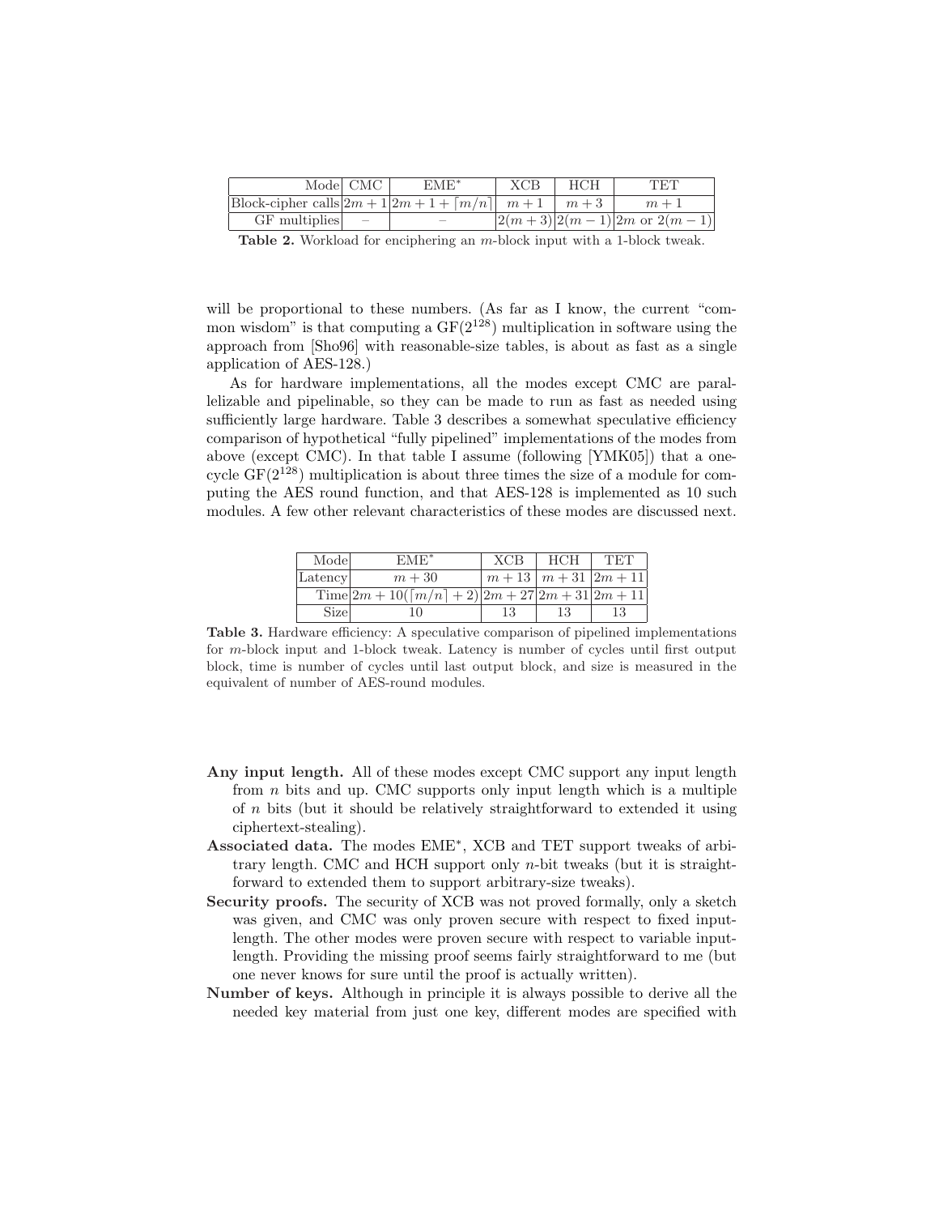| Mode | CMC | EME* | XCB | HCH | TET |
|---|---|---|---|---|---|
| Block-cipher calls | $2m+1$ | $2m+1+\lceil m/n \rceil$ | $m+1$ | $m+3$ | $m+1$ |
| GF multiplies | – | – | $2(m+3)$ | $2(m-1)$ | $2m$ or $2(m-1)$ |

**Table 2.** Workload for enciphering an $m$-block input with a 1-block tweak.

will be proportional to these numbers. (As far as I know, the current "common wisdom" is that computing a $GF(2^{128})$ multiplication in software using the approach from [Sho96] with reasonable-size tables, is about as fast as a single application of AES-128.)

As for hardware implementations, all the modes except CMC are parallelizable and pipelinable, so they can be made to run as fast as needed using sufficiently large hardware. Table 3 describes a somewhat speculative efficiency comparison of hypothetical "fully pipelined" implementations of the modes from above (except CMC). In that table I assume (following [YMK05]) that a one-cycle $GF(2^{128})$ multiplication is about three times the size of a module for computing the AES round function, and that AES-128 is implemented as 10 such modules. A few other relevant characteristics of these modes are discussed next.

| Mode | EME* | XCB | HCH | TET |
|---|---|---|---|---|
| Latency | $m+30$ | $m+13$ | $m+31$ | $2m+11$ |
| Time | $2m+10(\lceil m/n \rceil+2)$ | $2m+27$ | $2m+31$ | $2m+11$ |
| Size | 10 | 13 | 13 | 13 |

**Table 3.** Hardware efficiency: A speculative comparison of pipelined implementations for $m$-block input and 1-block tweak. Latency is number of cycles until first output block, time is number of cycles until last output block, and size is measured in the equivalent of number of AES-round modules.

- **Any input length.** All of these modes except CMC support any input length from $n$ bits and up. CMC supports only input length which is a multiple of $n$ bits (but it should be relatively straightforward to extended it using ciphertext-stealing).
- **Associated data.** The modes EME*, XCB and TET support tweaks of arbitrary length. CMC and HCH support only $n$-bit tweaks (but it is straightforward to extended them to support arbitrary-size tweaks).
- **Security proofs.** The security of XCB was not proved formally, only a sketch was given, and CMC was only proven secure with respect to fixed input-length. The other modes were proven secure with respect to variable input-length. Providing the missing proof seems fairly straightforward to me (but one never knows for sure until the proof is actually written).
- **Number of keys.** Although in principle it is always possible to derive all the needed key material from just one key, different modes are specified with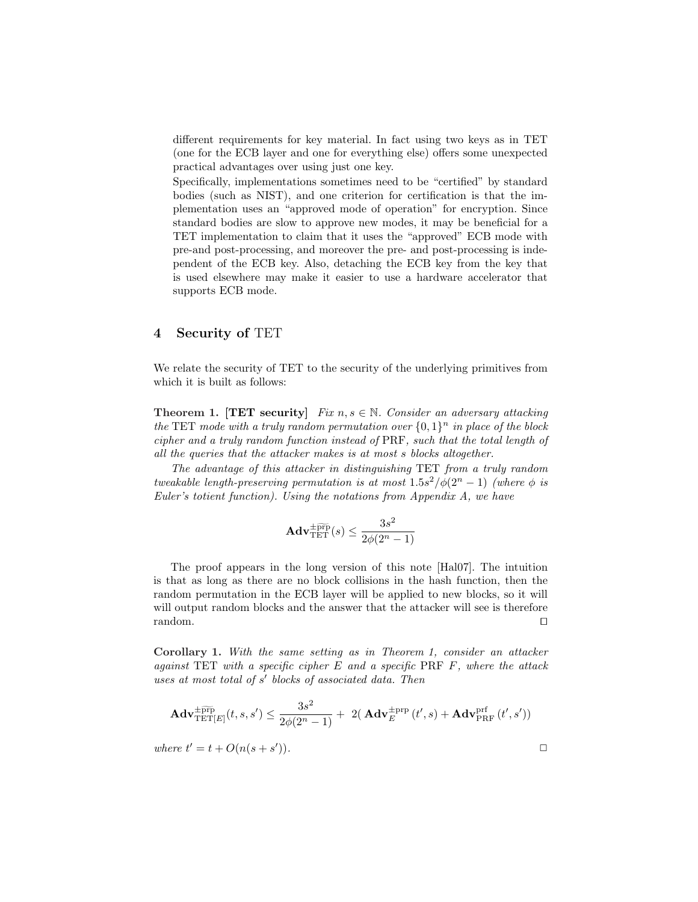different requirements for key material. In fact using two keys as in TET (one for the ECB layer and one for everything else) offers some unexpected practical advantages over using just one key.

Specifically, implementations sometimes need to be "certified" by standard bodies (such as NIST), and one criterion for certification is that the implementation uses an "approved mode of operation" for encryption. Since standard bodies are slow to approve new modes, it may be beneficial for a TET implementation to claim that it uses the "approved" ECB mode with pre-and post-processing, and moreover the pre- and post-processing is independent of the ECB key. Also, detaching the ECB key from the key that is used elsewhere may make it easier to use a hardware accelerator that supports ECB mode.

## 4 Security of TET

We relate the security of TET to the security of the underlying primitives from which it is built as follows:

**Theorem 1. [TET security]** *Fix $n, s \in \mathbb{N}$. Consider an adversary attacking the* TET *mode with a truly random permutation over $\{0,1\}^n$ in place of the block cipher and a truly random function instead of* PRF*, such that the total length of all the queries that the attacker makes is at most $s$ blocks altogether.*

*The advantage of this attacker in distinguishing* TET *from a truly random tweakable length-preserving permutation is at most $1.5s^2/\phi(2^n-1)$ (where $\phi$ is Euler's totient function). Using the notations from Appendix A, we have*

$$\mathbf{Adv}^{\pm\widetilde{\mathrm{prp}}}_{\mathrm{TET}}(s) \leq \frac{3s^2}{2\phi(2^n-1)}$$

The proof appears in the long version of this note [Hal07]. The intuition is that as long as there are no block collisions in the hash function, then the random permutation in the ECB layer will be applied to new blocks, so it will will output random blocks and the answer that the attacker will see is therefore random. □

**Corollary 1.** *With the same setting as in Theorem 1, consider an attacker against* TET *with a specific cipher $E$ and a specific* PRF *$F$, where the attack uses at most total of $s'$ blocks of associated data. Then*

$$\mathbf{Adv}^{\pm\widetilde{\mathrm{prp}}}_{\mathrm{TET}[E]}(t,s,s') \leq \frac{3s^2}{2\phi(2^n-1)} + 2(\,\mathbf{Adv}^{\pm\mathrm{prp}}_{E}(t',s) + \mathbf{Adv}^{\mathrm{prf}}_{\mathrm{PRF}}(t',s'))$$

*where $t' = t + O(n(s+s'))$.* □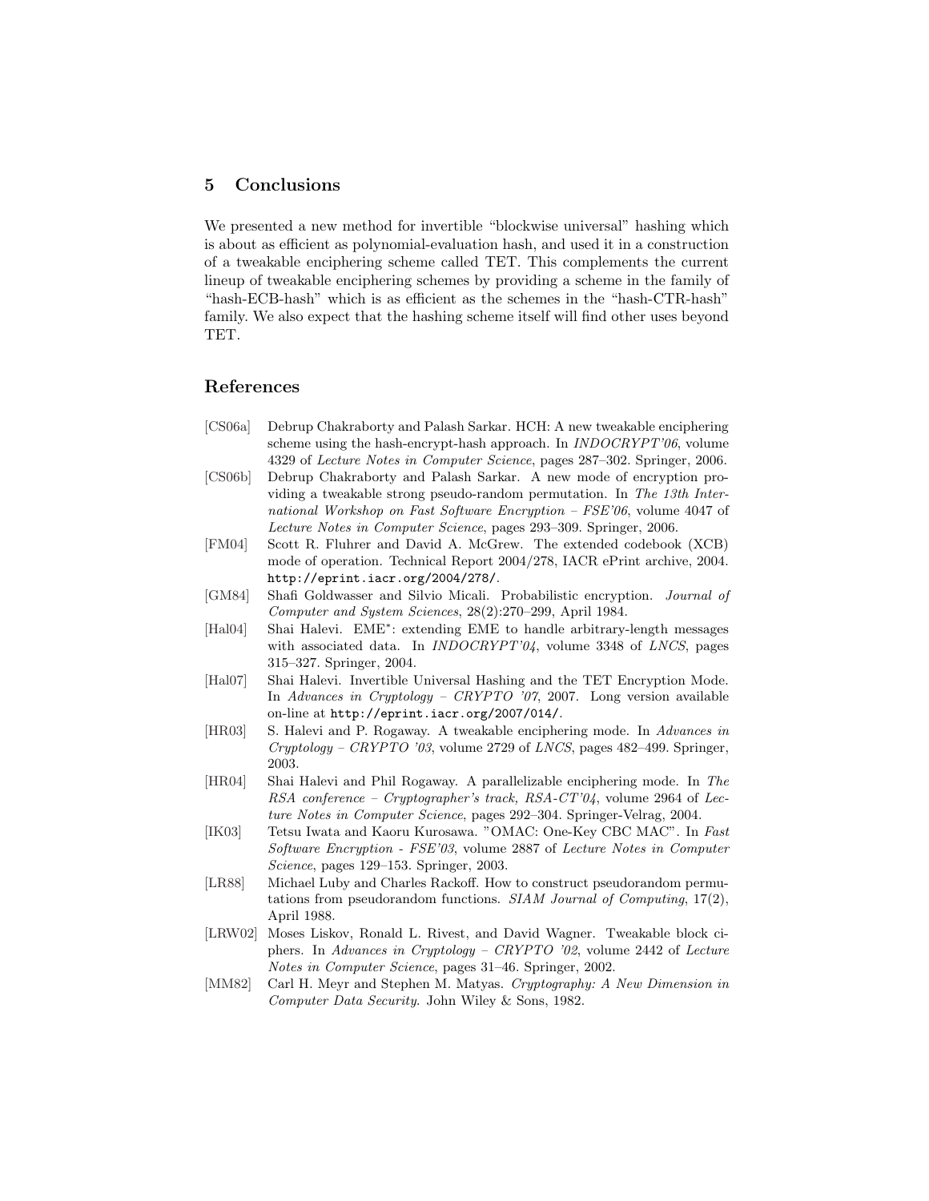## 5 Conclusions

We presented a new method for invertible "blockwise universal" hashing which is about as efficient as polynomial-evaluation hash, and used it in a construction of a tweakable enciphering scheme called TET. This complements the current lineup of tweakable enciphering schemes by providing a scheme in the family of "hash-ECB-hash" which is as efficient as the schemes in the "hash-CTR-hash" family. We also expect that the hashing scheme itself will find other uses beyond TET.

## References

[CS06a] Debrup Chakraborty and Palash Sarkar. HCH: A new tweakable enciphering scheme using the hash-encrypt-hash approach. In *INDOCRYPT'06*, volume 4329 of *Lecture Notes in Computer Science*, pages 287–302. Springer, 2006.

[CS06b] Debrup Chakraborty and Palash Sarkar. A new mode of encryption providing a tweakable strong pseudo-random permutation. In *The 13th International Workshop on Fast Software Encryption – FSE'06*, volume 4047 of *Lecture Notes in Computer Science*, pages 293–309. Springer, 2006.

[FM04] Scott R. Fluhrer and David A. McGrew. The extended codebook (XCB) mode of operation. Technical Report 2004/278, IACR ePrint archive, 2004. `http://eprint.iacr.org/2004/278/`.

[GM84] Shafi Goldwasser and Silvio Micali. Probabilistic encryption. *Journal of Computer and System Sciences*, 28(2):270–299, April 1984.

[Hal04] Shai Halevi. EME$^*$: extending EME to handle arbitrary-length messages with associated data. In *INDOCRYPT'04*, volume 3348 of *LNCS*, pages 315–327. Springer, 2004.

[Hal07] Shai Halevi. Invertible Universal Hashing and the TET Encryption Mode. In *Advances in Cryptology – CRYPTO '07*, 2007. Long version available on-line at `http://eprint.iacr.org/2007/014/`.

[HR03] S. Halevi and P. Rogaway. A tweakable enciphering mode. In *Advances in Cryptology – CRYPTO '03*, volume 2729 of *LNCS*, pages 482–499. Springer, 2003.

[HR04] Shai Halevi and Phil Rogaway. A parallelizable enciphering mode. In *The RSA conference – Cryptographer's track, RSA-CT'04*, volume 2964 of *Lecture Notes in Computer Science*, pages 292–304. Springer-Velrag, 2004.

[IK03] Tetsu Iwata and Kaoru Kurosawa. "OMAC: One-Key CBC MAC". In *Fast Software Encryption - FSE'03*, volume 2887 of *Lecture Notes in Computer Science*, pages 129–153. Springer, 2003.

[LR88] Michael Luby and Charles Rackoff. How to construct pseudorandom permutations from pseudorandom functions. *SIAM Journal of Computing*, 17(2), April 1988.

[LRW02] Moses Liskov, Ronald L. Rivest, and David Wagner. Tweakable block ciphers. In *Advances in Cryptology – CRYPTO '02*, volume 2442 of *Lecture Notes in Computer Science*, pages 31–46. Springer, 2002.

[MM82] Carl H. Meyr and Stephen M. Matyas. *Cryptography: A New Dimension in Computer Data Security*. John Wiley & Sons, 1982.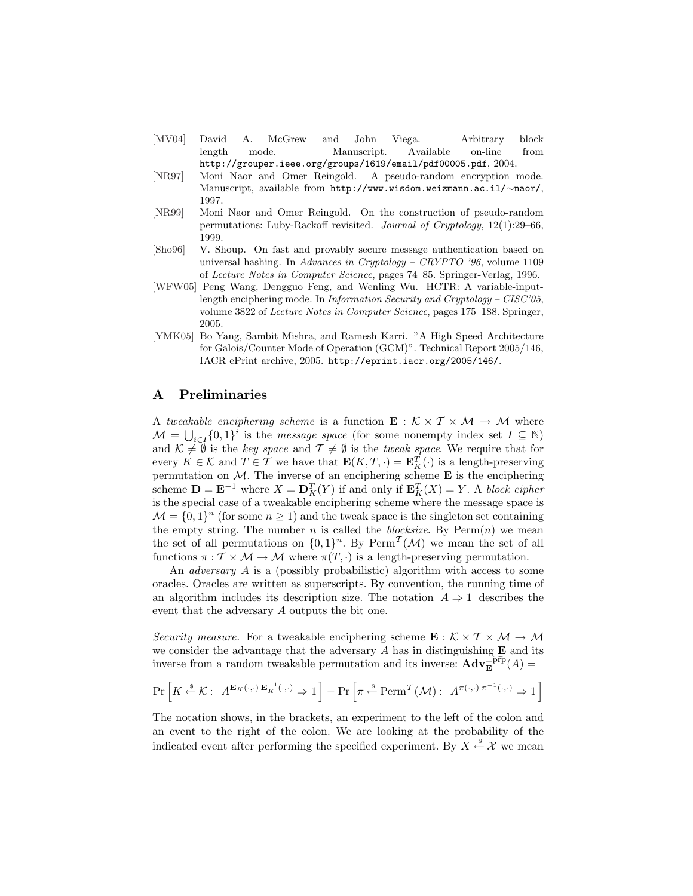[MV04] David A. McGrew and John Viega. Arbitrary block length mode. Manuscript. Available on-line from http://grouper.ieee.org/groups/1619/email/pdf00005.pdf, 2004.

[NR97] Moni Naor and Omer Reingold. A pseudo-random encryption mode. Manuscript, available from http://www.wisdom.weizmann.ac.il/∼naor/, 1997.

[NR99] Moni Naor and Omer Reingold. On the construction of pseudo-random permutations: Luby-Rackoff revisited. *Journal of Cryptology*, 12(1):29–66, 1999.

[Sho96] V. Shoup. On fast and provably secure message authentication based on universal hashing. In *Advances in Cryptology – CRYPTO '96*, volume 1109 of *Lecture Notes in Computer Science*, pages 74–85. Springer-Verlag, 1996.

[WFW05] Peng Wang, Dengguo Feng, and Wenling Wu. HCTR: A variable-input-length enciphering mode. In *Information Security and Cryptology – CISC'05*, volume 3822 of *Lecture Notes in Computer Science*, pages 175–188. Springer, 2005.

[YMK05] Bo Yang, Sambit Mishra, and Ramesh Karri. "A High Speed Architecture for Galois/Counter Mode of Operation (GCM)". Technical Report 2005/146, IACR ePrint archive, 2005. http://eprint.iacr.org/2005/146/.

## A Preliminaries

A *tweakable enciphering scheme* is a function $\mathbf{E} : \mathcal{K} \times \mathcal{T} \times \mathcal{M} \to \mathcal{M}$ where $\mathcal{M} = \bigcup_{i \in I} \{0,1\}^i$ is the *message space* (for some nonempty index set $I \subseteq \mathbb{N}$) and $\mathcal{K} \neq \emptyset$ is the *key space* and $\mathcal{T} \neq \emptyset$ is the *tweak space*. We require that for every $K \in \mathcal{K}$ and $T \in \mathcal{T}$ we have that $\mathbf{E}(K, T, \cdot) = \mathbf{E}_K^T(\cdot)$ is a length-preserving permutation on $\mathcal{M}$. The inverse of an enciphering scheme $\mathbf{E}$ is the enciphering scheme $\mathbf{D} = \mathbf{E}^{-1}$ where $X = \mathbf{D}_K^T(Y)$ if and only if $\mathbf{E}_K^T(X) = Y$. A *block cipher* is the special case of a tweakable enciphering scheme where the message space is $\mathcal{M} = \{0,1\}^n$ (for some $n \geq 1$) and the tweak space is the singleton set containing the empty string. The number $n$ is called the *blocksize*. By $\mathrm{Perm}(n)$ we mean the set of all permutations on $\{0,1\}^n$. By $\mathrm{Perm}^{\mathcal{T}}(\mathcal{M})$ we mean the set of all functions $\pi : \mathcal{T} \times \mathcal{M} \to \mathcal{M}$ where $\pi(T, \cdot)$ is a length-preserving permutation.

An *adversary* $A$ is a (possibly probabilistic) algorithm with access to some oracles. Oracles are written as superscripts. By convention, the running time of an algorithm includes its description size. The notation $A \Rightarrow 1$ describes the event that the adversary $A$ outputs the bit one.

*Security measure.* For a tweakable enciphering scheme $\mathbf{E} : \mathcal{K} \times \mathcal{T} \times \mathcal{M} \to \mathcal{M}$ we consider the advantage that the adversary $A$ has in distinguishing $\mathbf{E}$ and its inverse from a random tweakable permutation and its inverse: $\mathbf{Adv}_{\mathbf{E}}^{\pm \widetilde{\mathrm{prp}}}(A) =$

$$\Pr\left[K \stackrel{\$}{\leftarrow} \mathcal{K} :\ A^{\mathbf{E}_K(\cdot,\cdot)\ \mathbf{E}_K^{-1}(\cdot,\cdot)} \Rightarrow 1\right] - \Pr\left[\pi \stackrel{\$}{\leftarrow} \mathrm{Perm}^{\mathcal{T}}(\mathcal{M}) :\ A^{\pi(\cdot,\cdot)\ \pi^{-1}(\cdot,\cdot)} \Rightarrow 1\right]$$

The notation shows, in the brackets, an experiment to the left of the colon and an event to the right of the colon. We are looking at the probability of the indicated event after performing the specified experiment. By $X \stackrel{\$}{\leftarrow} \mathcal{X}$ we mean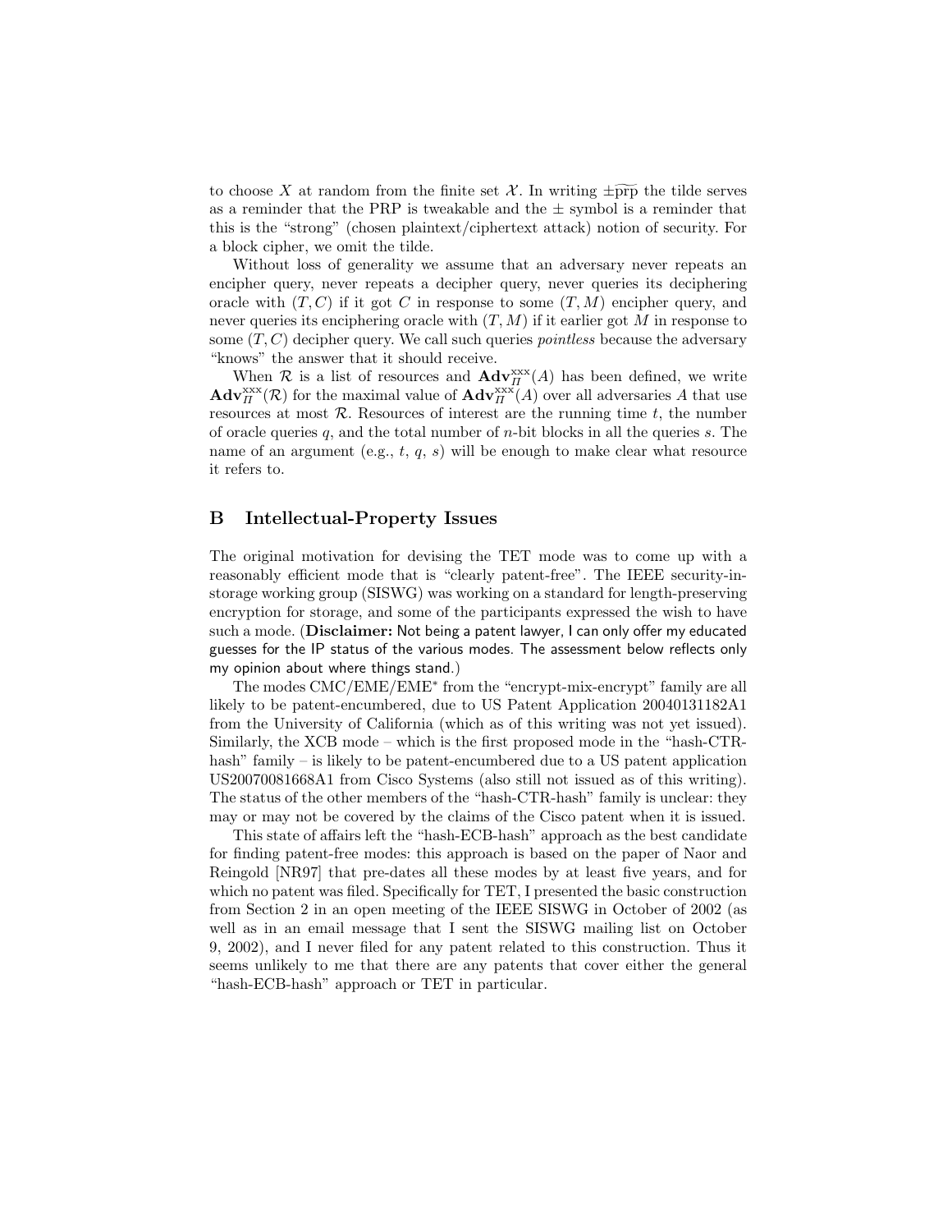to choose $X$ at random from the finite set $\mathcal{X}$. In writing $\pm\widetilde{\text{prp}}$ the tilde serves as a reminder that the PRP is tweakable and the $\pm$ symbol is a reminder that this is the "strong" (chosen plaintext/ciphertext attack) notion of security. For a block cipher, we omit the tilde.

Without loss of generality we assume that an adversary never repeats an encipher query, never repeats a decipher query, never queries its deciphering oracle with $(T, C)$ if it got $C$ in response to some $(T, M)$ encipher query, and never queries its enciphering oracle with $(T, M)$ if it earlier got $M$ in response to some $(T, C)$ decipher query. We call such queries *pointless* because the adversary "knows" the answer that it should receive.

When $\mathcal{R}$ is a list of resources and $\mathbf{Adv}^{\text{xxx}}_{\Pi}(A)$ has been defined, we write $\mathbf{Adv}^{\text{xxx}}_{\Pi}(\mathcal{R})$ for the maximal value of $\mathbf{Adv}^{\text{xxx}}_{\Pi}(A)$ over all adversaries $A$ that use resources at most $\mathcal{R}$. Resources of interest are the running time $t$, the number of oracle queries $q$, and the total number of $n$-bit blocks in all the queries $s$. The name of an argument (e.g., $t$, $q$, $s$) will be enough to make clear what resource it refers to.

## B Intellectual-Property Issues

The original motivation for devising the TET mode was to come up with a reasonably efficient mode that is "clearly patent-free". The IEEE security-in-storage working group (SISWG) was working on a standard for length-preserving encryption for storage, and some of the participants expressed the wish to have such a mode. (**Disclaimer:** Not being a patent lawyer, I can only offer my educated guesses for the IP status of the various modes. The assessment below reflects only my opinion about where things stand.)

The modes CMC/EME/EME* from the "encrypt-mix-encrypt" family are all likely to be patent-encumbered, due to US Patent Application 20040131182A1 from the University of California (which as of this writing was not yet issued). Similarly, the XCB mode – which is the first proposed mode in the "hash-CTR-hash" family – is likely to be patent-encumbered due to a US patent application US20070081668A1 from Cisco Systems (also still not issued as of this writing). The status of the other members of the "hash-CTR-hash" family is unclear: they may or may not be covered by the claims of the Cisco patent when it is issued.

This state of affairs left the "hash-ECB-hash" approach as the best candidate for finding patent-free modes: this approach is based on the paper of Naor and Reingold [NR97] that pre-dates all these modes by at least five years, and for which no patent was filed. Specifically for TET, I presented the basic construction from Section 2 in an open meeting of the IEEE SISWG in October of 2002 (as well as in an email message that I sent the SISWG mailing list on October 9, 2002), and I never filed for any patent related to this construction. Thus it seems unlikely to me that there are any patents that cover either the general "hash-ECB-hash" approach or TET in particular.